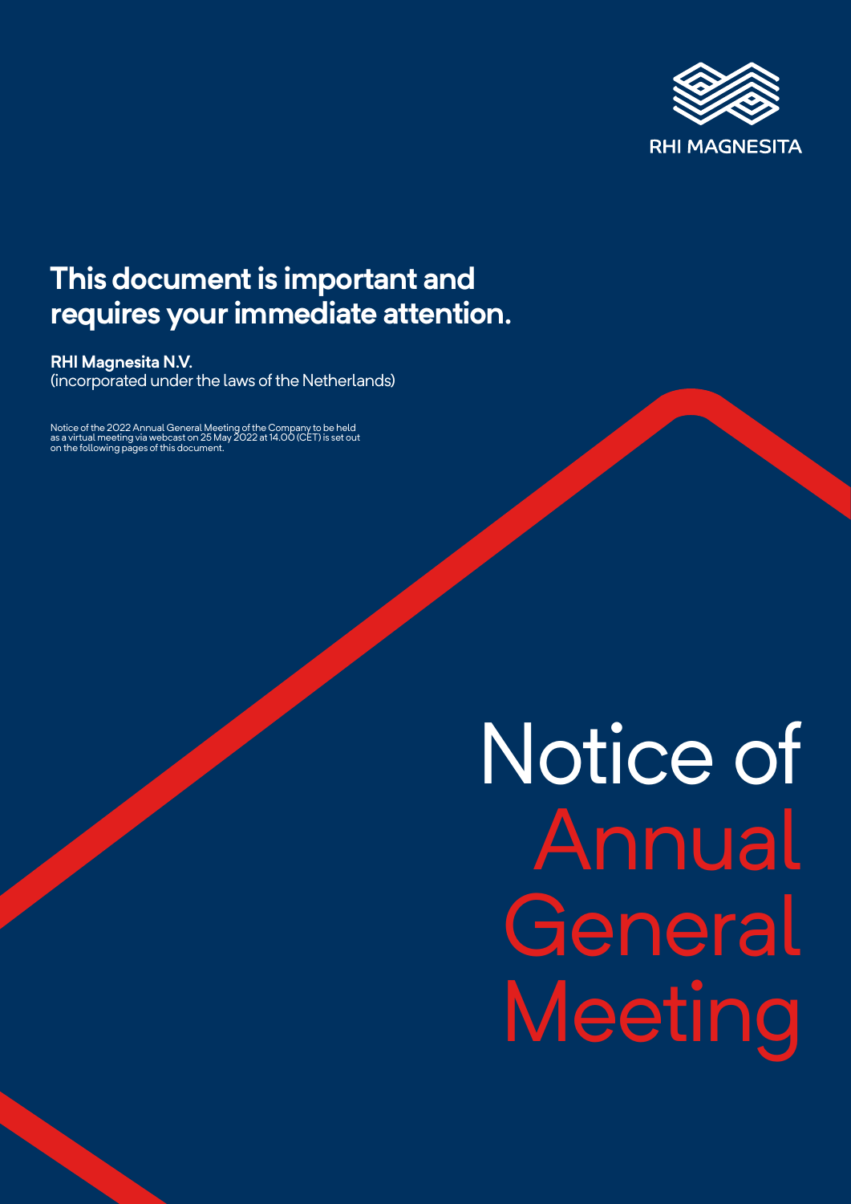RHI MAGNESITA

# This document is important and requires your immediate attention.

**RHI Magnesita N.V.**
(incorporated under the laws of the Netherlands)

Notice of the 2022 Annual General Meeting of the Company to be held as a virtual meeting via webcast on 25 May 2022 at 14.00 (CET) is set out on the following pages of this document.

# Notice of Annual General Meeting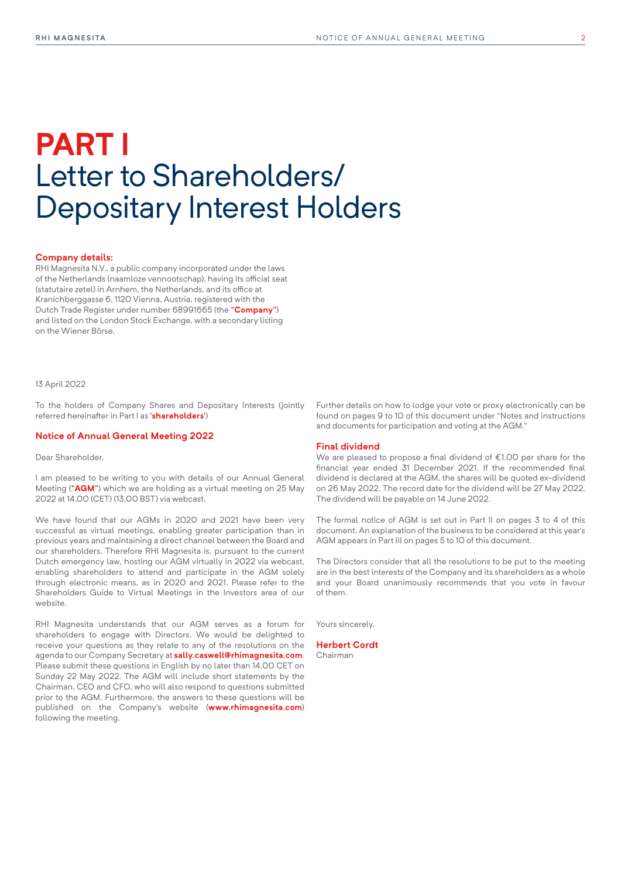# PART I
# Letter to Shareholders/ Depositary Interest Holders

**Company details:**
RHI Magnesita N.V., a public company incorporated under the laws of the Netherlands (naamloze vennootschap), having its official seat (statutaire zetel) in Arnhem, the Netherlands, and its office at Kranichberggasse 6, 1120 Vienna, Austria, registered with the Dutch Trade Register under number 68991665 (the **"Company"**) and listed on the London Stock Exchange, with a secondary listing on the Wiener Börse.

13 April 2022

To the holders of Company Shares and Depositary Interests (jointly referred hereinafter in Part I as **'shareholders'**)

## Notice of Annual General Meeting 2022

Dear Shareholder,

I am pleased to be writing to you with details of our Annual General Meeting (**"AGM"**) which we are holding as a virtual meeting on 25 May 2022 at 14.00 (CET) (13.00 BST) via webcast.

We have found that our AGMs in 2020 and 2021 have been very successful as virtual meetings, enabling greater participation than in previous years and maintaining a direct channel between the Board and our shareholders. Therefore RHI Magnesita is, pursuant to the current Dutch emergency law, hosting our AGM virtually in 2022 via webcast, enabling shareholders to attend and participate in the AGM solely through electronic means, as in 2020 and 2021. Please refer to the Shareholders Guide to Virtual Meetings in the Investors area of our website.

RHI Magnesita understands that our AGM serves as a forum for shareholders to engage with Directors. We would be delighted to receive your questions as they relate to any of the resolutions on the agenda to our Company Secretary at **sally.caswell@rhimagnesita.com**. Please submit these questions in English by no later than 14.00 CET on Sunday 22 May 2022. The AGM will include short statements by the Chairman, CEO and CFO, who will also respond to questions submitted prior to the AGM. Furthermore, the answers to these questions will be published on the Company's website (**www.rhimagnesita.com**) following the meeting.

Further details on how to lodge your vote or proxy electronically can be found on pages 9 to 10 of this document under "Notes and instructions and documents for participation and voting at the AGM."

## Final dividend

We are pleased to propose a final dividend of €1.00 per share for the financial year ended 31 December 2021. If the recommended final dividend is declared at the AGM, the shares will be quoted ex-dividend on 26 May 2022. The record date for the dividend will be 27 May 2022. The dividend will be payable on 14 June 2022.

The formal notice of AGM is set out in Part II on pages 3 to 4 of this document. An explanation of the business to be considered at this year's AGM appears in Part III on pages 5 to 10 of this document.

The Directors consider that all the resolutions to be put to the meeting are in the best interests of the Company and its shareholders as a whole and your Board unanimously recommends that you vote in favour of them.

Yours sincerely,

**Herbert Cordt**
Chairman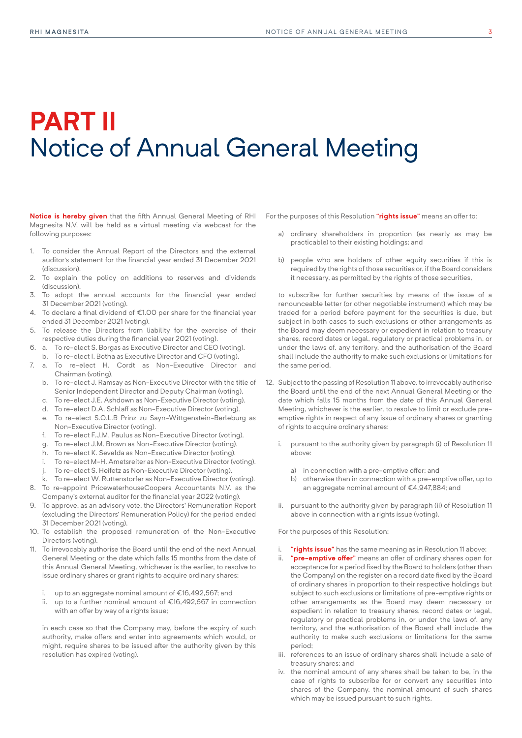# PART II
# Notice of Annual General Meeting

**Notice is hereby given** that the fifth Annual General Meeting of RHI Magnesita N.V. will be held as a virtual meeting via webcast for the following purposes:

1. To consider the Annual Report of the Directors and the external auditor's statement for the financial year ended 31 December 2021 (discussion).
2. To explain the policy on additions to reserves and dividends (discussion).
3. To adopt the annual accounts for the financial year ended 31 December 2021 (voting).
4. To declare a final dividend of €1.00 per share for the financial year ended 31 December 2021 (voting).
5. To release the Directors from liability for the exercise of their respective duties during the financial year 2021 (voting).
6. a. To re-elect S. Borgas as Executive Director and CEO (voting).
   b. To re-elect I. Botha as Executive Director and CFO (voting).
7. a. To re-elect H. Cordt as Non-Executive Director and Chairman (voting).
   b. To re-elect J. Ramsay as Non-Executive Director with the title of Senior Independent Director and Deputy Chairman (voting).
   c. To re-elect J.E. Ashdown as Non-Executive Director (voting).
   d. To re-elect D.A. Schlaff as Non-Executive Director (voting).
   e. To re-elect S.O.L.B Prinz zu Sayn-Wittgenstein-Berleburg as Non-Executive Director (voting).
   f. To re-elect F.J.M. Paulus as Non-Executive Director (voting).
   g. To re-elect J.M. Brown as Non-Executive Director (voting).
   h. To re-elect K. Sevelda as Non-Executive Director (voting).
   i. To re-elect M-H. Ametsreiter as Non-Executive Director (voting).
   j. To re-elect S. Heifetz as Non-Executive Director (voting).
   k. To re-elect W. Ruttenstorfer as Non-Executive Director (voting).
8. To re-appoint PricewaterhouseCoopers Accountants N.V. as the Company's external auditor for the financial year 2022 (voting).
9. To approve, as an advisory vote, the Directors' Remuneration Report (excluding the Directors' Remuneration Policy) for the period ended 31 December 2021 (voting).
10. To establish the proposed remuneration of the Non-Executive Directors (voting).
11. To irrevocably authorise the Board until the end of the next Annual General Meeting or the date which falls 15 months from the date of this Annual General Meeting, whichever is the earlier, to resolve to issue ordinary shares or grant rights to acquire ordinary shares:

    i. up to an aggregate nominal amount of €16,492,567; and
    ii. up to a further nominal amount of €16,492,567 in connection with an offer by way of a rights issue;

    in each case so that the Company may, before the expiry of such authority, make offers and enter into agreements which would, or might, require shares to be issued after the authority given by this resolution has expired (voting).

    For the purposes of this Resolution **"rights issue"** means an offer to:

    a) ordinary shareholders in proportion (as nearly as may be practicable) to their existing holdings; and
    b) people who are holders of other equity securities if this is required by the rights of those securities or, if the Board considers it necessary, as permitted by the rights of those securities,

    to subscribe for further securities by means of the issue of a renounceable letter (or other negotiable instrument) which may be traded for a period before payment for the securities is due, but subject in both cases to such exclusions or other arrangements as the Board may deem necessary or expedient in relation to treasury shares, record dates or legal, regulatory or practical problems in, or under the laws of, any territory, and the authorisation of the Board shall include the authority to make such exclusions or limitations for the same period.

12. Subject to the passing of Resolution 11 above, to irrevocably authorise the Board until the end of the next Annual General Meeting or the date which falls 15 months from the date of this Annual General Meeting, whichever is the earlier, to resolve to limit or exclude pre-emptive rights in respect of any issue of ordinary shares or granting of rights to acquire ordinary shares:

    i. pursuant to the authority given by paragraph (i) of Resolution 11 above:
       a) in connection with a pre-emptive offer; and
       b) otherwise than in connection with a pre-emptive offer, up to an aggregate nominal amount of €4,947,884; and
    ii. pursuant to the authority given by paragraph (ii) of Resolution 11 above in connection with a rights issue (voting).

    For the purposes of this Resolution:

    i. **"rights issue"** has the same meaning as in Resolution 11 above;
    ii. **"pre-emptive offer"** means an offer of ordinary shares open for acceptance for a period fixed by the Board to holders (other than the Company) on the register on a record date fixed by the Board of ordinary shares in proportion to their respective holdings but subject to such exclusions or limitations of pre-emptive rights or other arrangements as the Board may deem necessary or expedient in relation to treasury shares, record dates or legal, regulatory or practical problems in, or under the laws of, any territory, and the authorisation of the Board shall include the authority to make such exclusions or limitations for the same period;
    iii. references to an issue of ordinary shares shall include a sale of treasury shares; and
    iv. the nominal amount of any shares shall be taken to be, in the case of rights to subscribe for or convert any securities into shares of the Company, the nominal amount of such shares which may be issued pursuant to such rights.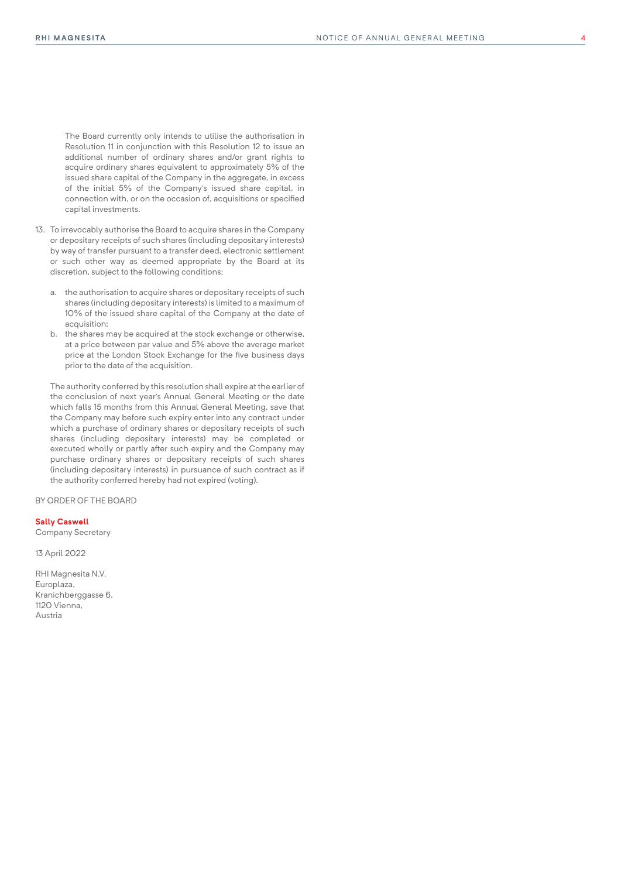The Board currently only intends to utilise the authorisation in Resolution 11 in conjunction with this Resolution 12 to issue an additional number of ordinary shares and/or grant rights to acquire ordinary shares equivalent to approximately 5% of the issued share capital of the Company in the aggregate, in excess of the initial 5% of the Company's issued share capital, in connection with, or on the occasion of, acquisitions or specified capital investments.

13. To irrevocably authorise the Board to acquire shares in the Company or depositary receipts of such shares (including depositary interests) by way of transfer pursuant to a transfer deed, electronic settlement or such other way as deemed appropriate by the Board at its discretion, subject to the following conditions:

    a. the authorisation to acquire shares or depositary receipts of such shares (including depositary interests) is limited to a maximum of 10% of the issued share capital of the Company at the date of acquisition;
    b. the shares may be acquired at the stock exchange or otherwise, at a price between par value and 5% above the average market price at the London Stock Exchange for the five business days prior to the date of the acquisition.

    The authority conferred by this resolution shall expire at the earlier of the conclusion of next year's Annual General Meeting or the date which falls 15 months from this Annual General Meeting, save that the Company may before such expiry enter into any contract under which a purchase of ordinary shares or depositary receipts of such shares (including depositary interests) may be completed or executed wholly or partly after such expiry and the Company may purchase ordinary shares or depositary receipts of such shares (including depositary interests) in pursuance of such contract as if the authority conferred hereby had not expired (voting).

BY ORDER OF THE BOARD

**Sally Caswell**
Company Secretary

13 April 2022

RHI Magnesita N.V.
Europlaza,
Kranichberggasse 6,
1120 Vienna,
Austria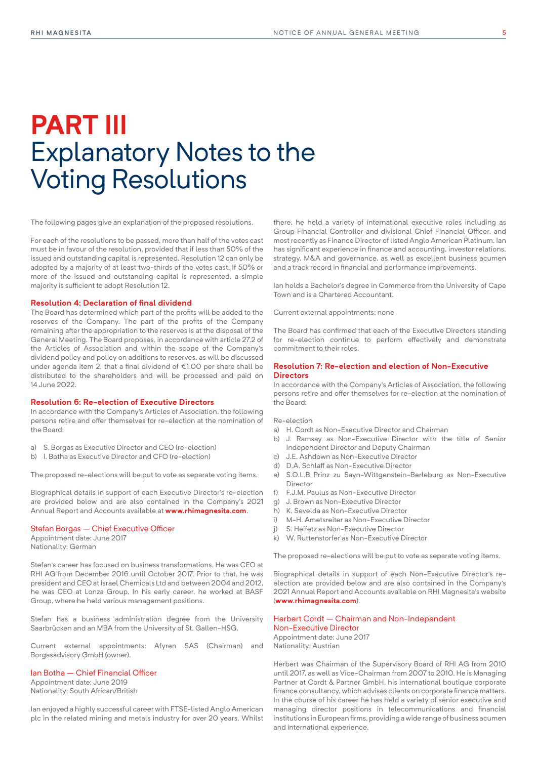# PART III
# Explanatory Notes to the Voting Resolutions

The following pages give an explanation of the proposed resolutions.

For each of the resolutions to be passed, more than half of the votes cast must be in favour of the resolution, provided that if less than 50% of the issued and outstanding capital is represented, Resolution 12 can only be adopted by a majority of at least two-thirds of the votes cast. If 50% or more of the issued and outstanding capital is represented, a simple majority is sufficient to adopt Resolution 12.

### Resolution 4: Declaration of final dividend

The Board has determined which part of the profits will be added to the reserves of the Company. The part of the profits of the Company remaining after the appropriation to the reserves is at the disposal of the General Meeting. The Board proposes, in accordance with article 27.2 of the Articles of Association and within the scope of the Company's dividend policy and policy on additions to reserves, as will be discussed under agenda item 2, that a final dividend of €1.00 per share shall be distributed to the shareholders and will be processed and paid on 14 June 2022.

### Resolution 6: Re-election of Executive Directors

In accordance with the Company's Articles of Association, the following persons retire and offer themselves for re-election at the nomination of the Board:

a) S. Borgas as Executive Director and CEO (re-election)
b) I. Botha as Executive Director and CFO (re-election)

The proposed re-elections will be put to vote as separate voting items.

Biographical details in support of each Executive Director's re-election are provided below and are also contained in the Company's 2021 Annual Report and Accounts available at **www.rhimagnesita.com**.

#### Stefan Borgas — Chief Executive Officer

Appointment date: June 2017
Nationality: German

Stefan's career has focused on business transformations. He was CEO at RHI AG from December 2016 until October 2017. Prior to that, he was president and CEO at Israel Chemicals Ltd and between 2004 and 2012, he was CEO at Lonza Group. In his early career, he worked at BASF Group, where he held various management positions.

Stefan has a business administration degree from the University Saarbrücken and an MBA from the University of St. Gallen-HSG.

Current external appointments: Afyren SAS (Chairman) and Borgasadvisory GmbH (owner).

#### Ian Botha — Chief Financial Officer

Appointment date: June 2019
Nationality: South African/British

Ian enjoyed a highly successful career with FTSE-listed Anglo American plc in the related mining and metals industry for over 20 years. Whilst there, he held a variety of international executive roles including as Group Financial Controller and divisional Chief Financial Officer, and most recently as Finance Director of listed Anglo American Platinum. Ian has significant experience in finance and accounting, investor relations, strategy, M&A and governance, as well as excellent business acumen and a track record in financial and performance improvements.

Ian holds a Bachelor's degree in Commerce from the University of Cape Town and is a Chartered Accountant.

Current external appointments: none

The Board has confirmed that each of the Executive Directors standing for re-election continue to perform effectively and demonstrate commitment to their roles.

### Resolution 7: Re-election and election of Non-Executive Directors

In accordance with the Company's Articles of Association, the following persons retire and offer themselves for re-election at the nomination of the Board:

Re-election

a) H. Cordt as Non-Executive Director and Chairman
b) J. Ramsay as Non-Executive Director with the title of Senior Independent Director and Deputy Chairman
c) J.E. Ashdown as Non-Executive Director
d) D.A. Schlaff as Non-Executive Director
e) S.O.L.B Prinz zu Sayn-Wittgenstein-Berleburg as Non-Executive Director
f) F.J.M. Paulus as Non-Executive Director
g) J. Brown as Non-Executive Director
h) K. Sevelda as Non-Executive Director
i) M-H. Ametsreiter as Non-Executive Director
j) S. Heifetz as Non-Executive Director
k) W. Ruttenstorfer as Non-Executive Director

The proposed re-elections will be put to vote as separate voting items.

Biographical details in support of each Non-Executive Director's re-election are provided below and are also contained in the Company's 2021 Annual Report and Accounts available on RHI Magnesita's website (**www.rhimagnesita.com**).

#### Herbert Cordt — Chairman and Non-Independent Non-Executive Director

Appointment date: June 2017
Nationality: Austrian

Herbert was Chairman of the Supervisory Board of RHI AG from 2010 until 2017, as well as Vice-Chairman from 2007 to 2010. He is Managing Partner at Cordt & Partner GmbH, his international boutique corporate finance consultancy, which advises clients on corporate finance matters. In the course of his career he has held a variety of senior executive and managing director positions in telecommunications and financial institutions in European firms, providing a wide range of business acumen and international experience.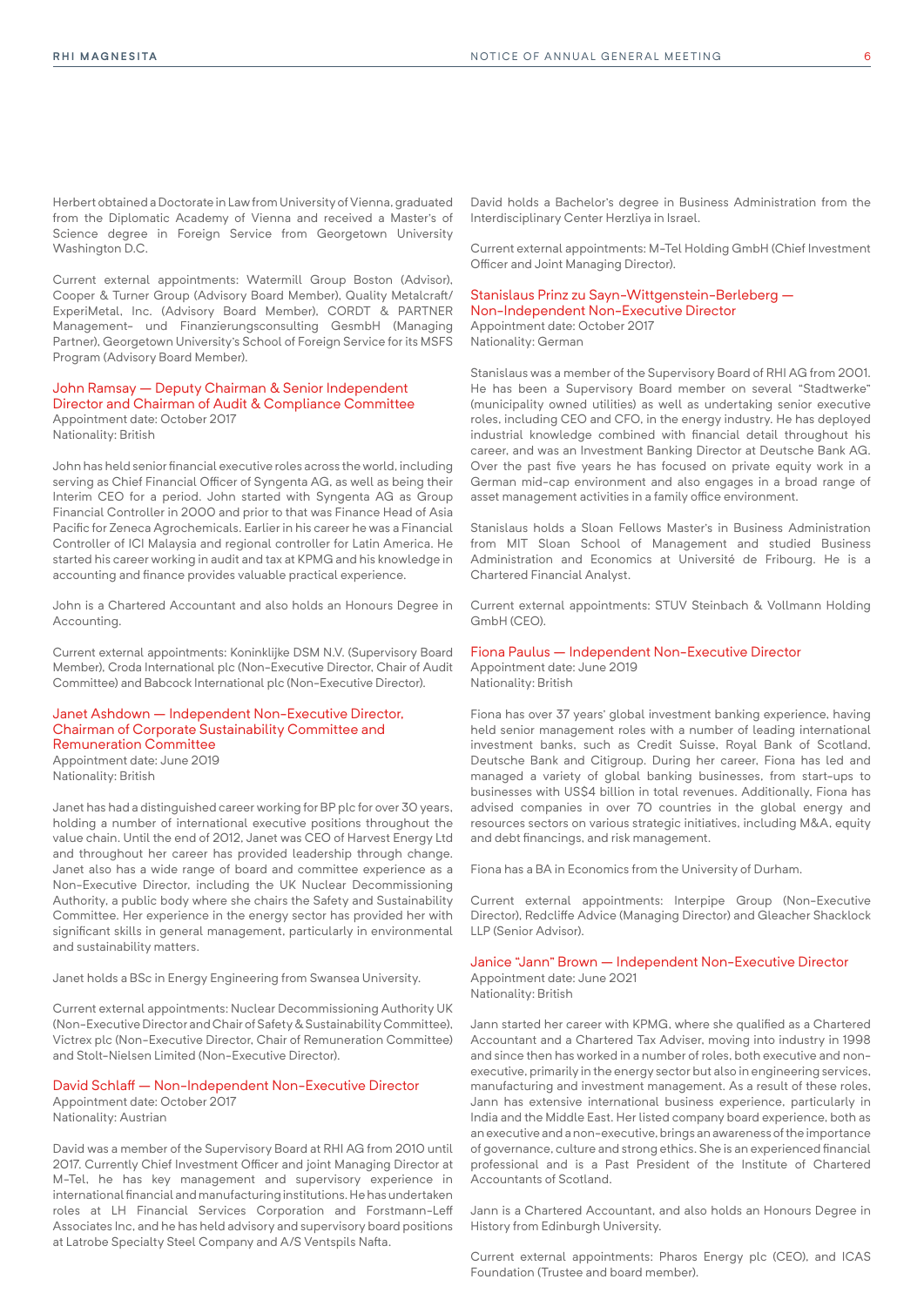Herbert obtained a Doctorate in Law from University of Vienna, graduated from the Diplomatic Academy of Vienna and received a Master's of Science degree in Foreign Service from Georgetown University Washington D.C.

Current external appointments: Watermill Group Boston (Advisor), Cooper & Turner Group (Advisory Board Member), Quality Metalcraft/ ExperiMetal, Inc. (Advisory Board Member), CORDT & PARTNER Management- und Finanzierungsconsulting GesmbH (Managing Partner), Georgetown University's School of Foreign Service for its MSFS Program (Advisory Board Member).

### John Ramsay — Deputy Chairman & Senior Independent Director and Chairman of Audit & Compliance Committee

Appointment date: October 2017
Nationality: British

John has held senior financial executive roles across the world, including serving as Chief Financial Officer of Syngenta AG, as well as being their Interim CEO for a period. John started with Syngenta AG as Group Financial Controller in 2000 and prior to that was Finance Head of Asia Pacific for Zeneca Agrochemicals. Earlier in his career he was a Financial Controller of ICI Malaysia and regional controller for Latin America. He started his career working in audit and tax at KPMG and his knowledge in accounting and finance provides valuable practical experience.

John is a Chartered Accountant and also holds an Honours Degree in Accounting.

Current external appointments: Koninklijke DSM N.V. (Supervisory Board Member), Croda International plc (Non-Executive Director, Chair of Audit Committee) and Babcock International plc (Non-Executive Director).

### Janet Ashdown — Independent Non-Executive Director, Chairman of Corporate Sustainability Committee and Remuneration Committee

Appointment date: June 2019
Nationality: British

Janet has had a distinguished career working for BP plc for over 30 years, holding a number of international executive positions throughout the value chain. Until the end of 2012, Janet was CEO of Harvest Energy Ltd and throughout her career has provided leadership through change. Janet also has a wide range of board and committee experience as a Non-Executive Director, including the UK Nuclear Decommissioning Authority, a public body where she chairs the Safety and Sustainability Committee. Her experience in the energy sector has provided her with significant skills in general management, particularly in environmental and sustainability matters.

Janet holds a BSc in Energy Engineering from Swansea University.

Current external appointments: Nuclear Decommissioning Authority UK (Non-Executive Director and Chair of Safety & Sustainability Committee), Victrex plc (Non-Executive Director, Chair of Remuneration Committee) and Stolt-Nielsen Limited (Non-Executive Director).

### David Schlaff — Non-Independent Non-Executive Director

Appointment date: October 2017
Nationality: Austrian

David was a member of the Supervisory Board at RHI AG from 2010 until 2017. Currently Chief Investment Officer and joint Managing Director at M-Tel, he has key management and supervisory experience in international financial and manufacturing institutions. He has undertaken roles at LH Financial Services Corporation and Forstmann-Leff Associates Inc, and he has held advisory and supervisory board positions at Latrobe Specialty Steel Company and A/S Ventspils Nafta.

David holds a Bachelor's degree in Business Administration from the Interdisciplinary Center Herzliya in Israel.

Current external appointments: M-Tel Holding GmbH (Chief Investment Officer and Joint Managing Director).

### Stanislaus Prinz zu Sayn-Wittgenstein-Berleberg — Non-Independent Non-Executive Director

Appointment date: October 2017
Nationality: German

Stanislaus was a member of the Supervisory Board of RHI AG from 2001. He has been a Supervisory Board member on several "Stadtwerke" (municipality owned utilities) as well as undertaking senior executive roles, including CEO and CFO, in the energy industry. He has deployed industrial knowledge combined with financial detail throughout his career, and was an Investment Banking Director at Deutsche Bank AG. Over the past five years he has focused on private equity work in a German mid-cap environment and also engages in a broad range of asset management activities in a family office environment.

Stanislaus holds a Sloan Fellows Master's in Business Administration from MIT Sloan School of Management and studied Business Administration and Economics at Université de Fribourg. He is a Chartered Financial Analyst.

Current external appointments: STUV Steinbach & Vollmann Holding GmbH (CEO).

### Fiona Paulus — Independent Non-Executive Director

Appointment date: June 2019
Nationality: British

Fiona has over 37 years' global investment banking experience, having held senior management roles with a number of leading international investment banks, such as Credit Suisse, Royal Bank of Scotland, Deutsche Bank and Citigroup. During her career, Fiona has led and managed a variety of global banking businesses, from start-ups to businesses with US$4 billion in total revenues. Additionally, Fiona has advised companies in over 70 countries in the global energy and resources sectors on various strategic initiatives, including M&A, equity and debt financings, and risk management.

Fiona has a BA in Economics from the University of Durham.

Current external appointments: Interpipe Group (Non-Executive Director), Redcliffe Advice (Managing Director) and Gleacher Shacklock LLP (Senior Advisor).

### Janice "Jann" Brown — Independent Non-Executive Director

Appointment date: June 2021
Nationality: British

Jann started her career with KPMG, where she qualified as a Chartered Accountant and a Chartered Tax Adviser, moving into industry in 1998 and since then has worked in a number of roles, both executive and non-executive, primarily in the energy sector but also in engineering services, manufacturing and investment management. As a result of these roles, Jann has extensive international business experience, particularly in India and the Middle East. Her listed company board experience, both as an executive and a non-executive, brings an awareness of the importance of governance, culture and strong ethics. She is an experienced financial professional and is a Past President of the Institute of Chartered Accountants of Scotland.

Jann is a Chartered Accountant, and also holds an Honours Degree in History from Edinburgh University.

Current external appointments: Pharos Energy plc (CEO), and ICAS Foundation (Trustee and board member).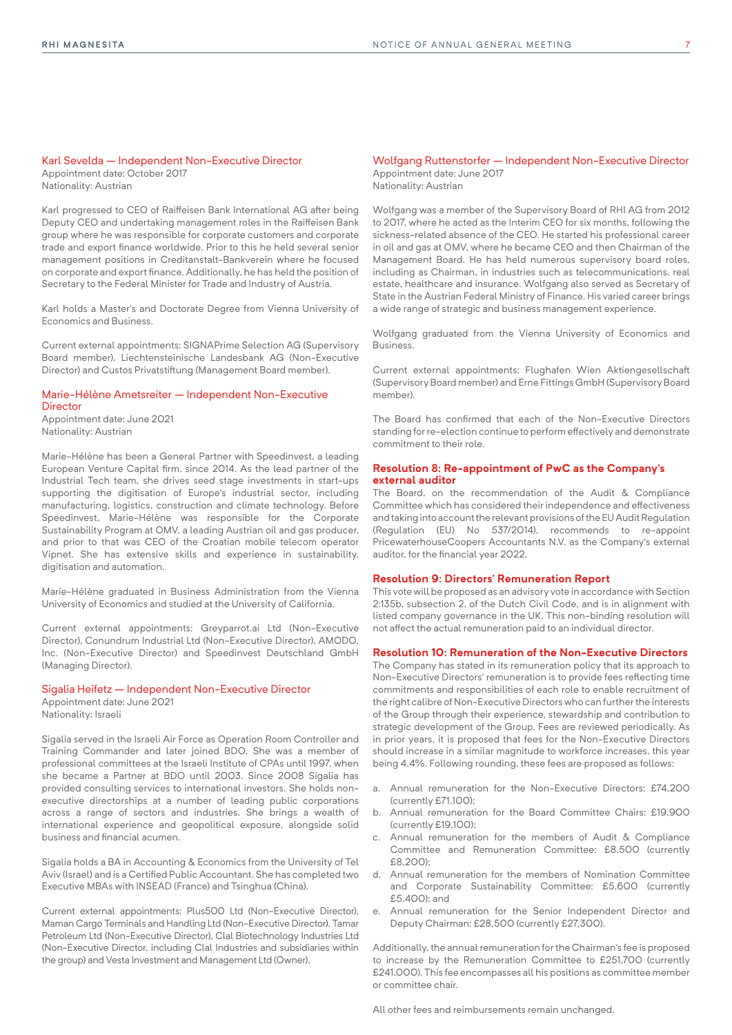### Karl Sevelda — Independent Non-Executive Director

Appointment date: October 2017
Nationality: Austrian

Karl progressed to CEO of Raiffeisen Bank International AG after being Deputy CEO and undertaking management roles in the Raiffeisen Bank group where he was responsible for corporate customers and corporate trade and export finance worldwide. Prior to this he held several senior management positions in Creditanstalt-Bankverein where he focused on corporate and export finance. Additionally, he has held the position of Secretary to the Federal Minister for Trade and Industry of Austria.

Karl holds a Master's and Doctorate Degree from Vienna University of Economics and Business.

Current external appointments: SIGNAPrime Selection AG (Supervisory Board member), Liechtensteinische Landesbank AG (Non-Executive Director) and Custos Privatstiftung (Management Board member).

### Marie-Hélène Ametsreiter — Independent Non-Executive Director

Appointment date: June 2021
Nationality: Austrian

Marie-Hélène has been a General Partner with Speedinvest, a leading European Venture Capital firm, since 2014. As the lead partner of the Industrial Tech team, she drives seed stage investments in start-ups supporting the digitisation of Europe's industrial sector, including manufacturing, logistics, construction and climate technology. Before Speedinvest, Marie-Hélène was responsible for the Corporate Sustainability Program at OMV, a leading Austrian oil and gas producer, and prior to that was CEO of the Croatian mobile telecom operator Vipnet. She has extensive skills and experience in sustainability, digitisation and automation.

Marie-Hélène graduated in Business Administration from the Vienna University of Economics and studied at the University of California.

Current external appointments: Greyparrot.ai Ltd (Non-Executive Director), Conundrum Industrial Ltd (Non-Executive Director), AMODO, Inc. (Non-Executive Director) and Speedinvest Deutschland GmbH (Managing Director).

### Sigalia Heifetz — Independent Non-Executive Director

Appointment date: June 2021
Nationality: Israeli

Sigalia served in the Israeli Air Force as Operation Room Controller and Training Commander and later joined BDO. She was a member of professional committees at the Israeli Institute of CPAs until 1997, when she became a Partner at BDO until 2003. Since 2008 Sigalia has provided consulting services to international investors. She holds non-executive directorships at a number of leading public corporations across a range of sectors and industries. She brings a wealth of international experience and geopolitical exposure, alongside solid business and financial acumen.

Sigalia holds a BA in Accounting & Economics from the University of Tel Aviv (Israel) and is a Certified Public Accountant. She has completed two Executive MBAs with INSEAD (France) and Tsinghua (China).

Current external appointments: Plus500 Ltd (Non-Executive Director), Maman Cargo Terminals and Handling Ltd (Non-Executive Director), Tamar Petroleum Ltd (Non-Executive Director), Clal Biotechnology Industries Ltd (Non-Executive Director, including Clal Industries and subsidiaries within the group) and Vesta Investment and Management Ltd (Owner).

### Wolfgang Ruttenstorfer — Independent Non-Executive Director

Appointment date: June 2017
Nationality: Austrian

Wolfgang was a member of the Supervisory Board of RHI AG from 2012 to 2017, where he acted as the Interim CEO for six months, following the sickness-related absence of the CEO. He started his professional career in oil and gas at OMV, where he became CEO and then Chairman of the Management Board. He has held numerous supervisory board roles, including as Chairman, in industries such as telecommunications, real estate, healthcare and insurance. Wolfgang also served as Secretary of State in the Austrian Federal Ministry of Finance. His varied career brings a wide range of strategic and business management experience.

Wolfgang graduated from the Vienna University of Economics and Business.

Current external appointments: Flughafen Wien Aktiengesellschaft (Supervisory Board member) and Erne Fittings GmbH (Supervisory Board member).

The Board has confirmed that each of the Non-Executive Directors standing for re-election continue to perform effectively and demonstrate commitment to their role.

### Resolution 8: Re-appointment of PwC as the Company's external auditor

The Board, on the recommendation of the Audit & Compliance Committee which has considered their independence and effectiveness and taking into account the relevant provisions of the EU Audit Regulation (Regulation (EU) No 537/2014), recommends to re-appoint PricewaterhouseCoopers Accountants N.V. as the Company's external auditor, for the financial year 2022.

### Resolution 9: Directors' Remuneration Report

This vote will be proposed as an advisory vote in accordance with Section 2:135b, subsection 2, of the Dutch Civil Code, and is in alignment with listed company governance in the UK. This non-binding resolution will not affect the actual remuneration paid to an individual director.

### Resolution 10: Remuneration of the Non-Executive Directors

The Company has stated in its remuneration policy that its approach to Non-Executive Directors' remuneration is to provide fees reflecting time commitments and responsibilities of each role to enable recruitment of the right calibre of Non-Executive Directors who can further the interests of the Group through their experience, stewardship and contribution to strategic development of the Group. Fees are reviewed periodically. As in prior years, it is proposed that fees for the Non-Executive Directors should increase in a similar magnitude to workforce increases, this year being 4.4%. Following rounding, these fees are proposed as follows:

a. Annual remuneration for the Non-Executive Directors: £74,200 (currently £71,100);
b. Annual remuneration for the Board Committee Chairs: £19,900 (currently £19,100);
c. Annual remuneration for the members of Audit & Compliance Committee and Remuneration Committee: £8,500 (currently £8,200);
d. Annual remuneration for the members of Nomination Committee and Corporate Sustainability Committee: £5,600 (currently £5,400); and
e. Annual remuneration for the Senior Independent Director and Deputy Chairman: £28,500 (currently £27,300).

Additionally, the annual remuneration for the Chairman's fee is proposed to increase by the Remuneration Committee to £251,700 (currently £241,000). This fee encompasses all his positions as committee member or committee chair.

All other fees and reimbursements remain unchanged.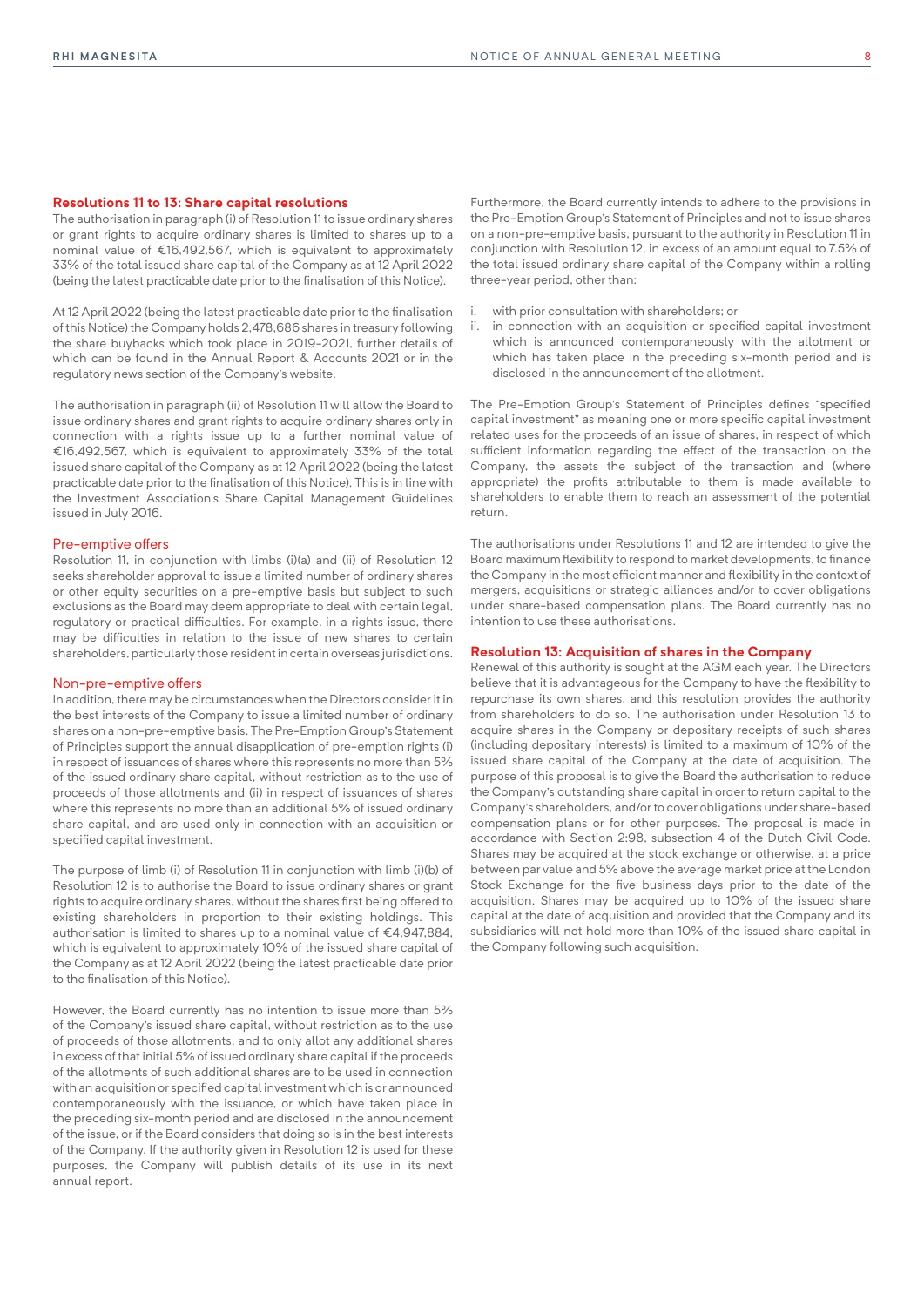## Resolutions 11 to 13: Share capital resolutions

The authorisation in paragraph (i) of Resolution 11 to issue ordinary shares or grant rights to acquire ordinary shares is limited to shares up to a nominal value of €16,492,567, which is equivalent to approximately 33% of the total issued share capital of the Company as at 12 April 2022 (being the latest practicable date prior to the finalisation of this Notice).

At 12 April 2022 (being the latest practicable date prior to the finalisation of this Notice) the Company holds 2,478,686 shares in treasury following the share buybacks which took place in 2019-2021, further details of which can be found in the Annual Report & Accounts 2021 or in the regulatory news section of the Company's website.

The authorisation in paragraph (ii) of Resolution 11 will allow the Board to issue ordinary shares and grant rights to acquire ordinary shares only in connection with a rights issue up to a further nominal value of €16,492,567, which is equivalent to approximately 33% of the total issued share capital of the Company as at 12 April 2022 (being the latest practicable date prior to the finalisation of this Notice). This is in line with the Investment Association's Share Capital Management Guidelines issued in July 2016.

### Pre-emptive offers

Resolution 11, in conjunction with limbs (i)(a) and (ii) of Resolution 12 seeks shareholder approval to issue a limited number of ordinary shares or other equity securities on a pre-emptive basis but subject to such exclusions as the Board may deem appropriate to deal with certain legal, regulatory or practical difficulties. For example, in a rights issue, there may be difficulties in relation to the issue of new shares to certain shareholders, particularly those resident in certain overseas jurisdictions.

### Non-pre-emptive offers

In addition, there may be circumstances when the Directors consider it in the best interests of the Company to issue a limited number of ordinary shares on a non-pre-emptive basis. The Pre-Emption Group's Statement of Principles support the annual disapplication of pre-emption rights (i) in respect of issuances of shares where this represents no more than 5% of the issued ordinary share capital, without restriction as to the use of proceeds of those allotments and (ii) in respect of issuances of shares where this represents no more than an additional 5% of issued ordinary share capital, and are used only in connection with an acquisition or specified capital investment.

The purpose of limb (i) of Resolution 11 in conjunction with limb (i)(b) of Resolution 12 is to authorise the Board to issue ordinary shares or grant rights to acquire ordinary shares, without the shares first being offered to existing shareholders in proportion to their existing holdings. This authorisation is limited to shares up to a nominal value of €4,947,884, which is equivalent to approximately 10% of the issued share capital of the Company as at 12 April 2022 (being the latest practicable date prior to the finalisation of this Notice).

However, the Board currently has no intention to issue more than 5% of the Company's issued share capital, without restriction as to the use of proceeds of those allotments, and to only allot any additional shares in excess of that initial 5% of issued ordinary share capital if the proceeds of the allotments of such additional shares are to be used in connection with an acquisition or specified capital investment which is or announced contemporaneously with the issuance, or which have taken place in the preceding six-month period and are disclosed in the announcement of the issue, or if the Board considers that doing so is in the best interests of the Company. If the authority given in Resolution 12 is used for these purposes, the Company will publish details of its use in its next annual report.

Furthermore, the Board currently intends to adhere to the provisions in the Pre-Emption Group's Statement of Principles and not to issue shares on a non-pre-emptive basis, pursuant to the authority in Resolution 11 in conjunction with Resolution 12, in excess of an amount equal to 7.5% of the total issued ordinary share capital of the Company within a rolling three-year period, other than:

i. with prior consultation with shareholders; or
ii. in connection with an acquisition or specified capital investment which is announced contemporaneously with the allotment or which has taken place in the preceding six-month period and is disclosed in the announcement of the allotment.

The Pre-Emption Group's Statement of Principles defines "specified capital investment" as meaning one or more specific capital investment related uses for the proceeds of an issue of shares, in respect of which sufficient information regarding the effect of the transaction on the Company, the assets the subject of the transaction and (where appropriate) the profits attributable to them is made available to shareholders to enable them to reach an assessment of the potential return.

The authorisations under Resolutions 11 and 12 are intended to give the Board maximum flexibility to respond to market developments, to finance the Company in the most efficient manner and flexibility in the context of mergers, acquisitions or strategic alliances and/or to cover obligations under share-based compensation plans. The Board currently has no intention to use these authorisations.

## Resolution 13: Acquisition of shares in the Company

Renewal of this authority is sought at the AGM each year. The Directors believe that it is advantageous for the Company to have the flexibility to repurchase its own shares, and this resolution provides the authority from shareholders to do so. The authorisation under Resolution 13 to acquire shares in the Company or depositary receipts of such shares (including depositary interests) is limited to a maximum of 10% of the issued share capital of the Company at the date of acquisition. The purpose of this proposal is to give the Board the authorisation to reduce the Company's outstanding share capital in order to return capital to the Company's shareholders, and/or to cover obligations under share-based compensation plans or for other purposes. The proposal is made in accordance with Section 2:98, subsection 4 of the Dutch Civil Code. Shares may be acquired at the stock exchange or otherwise, at a price between par value and 5% above the average market price at the London Stock Exchange for the five business days prior to the date of the acquisition. Shares may be acquired up to 10% of the issued share capital at the date of acquisition and provided that the Company and its subsidiaries will not hold more than 10% of the issued share capital in the Company following such acquisition.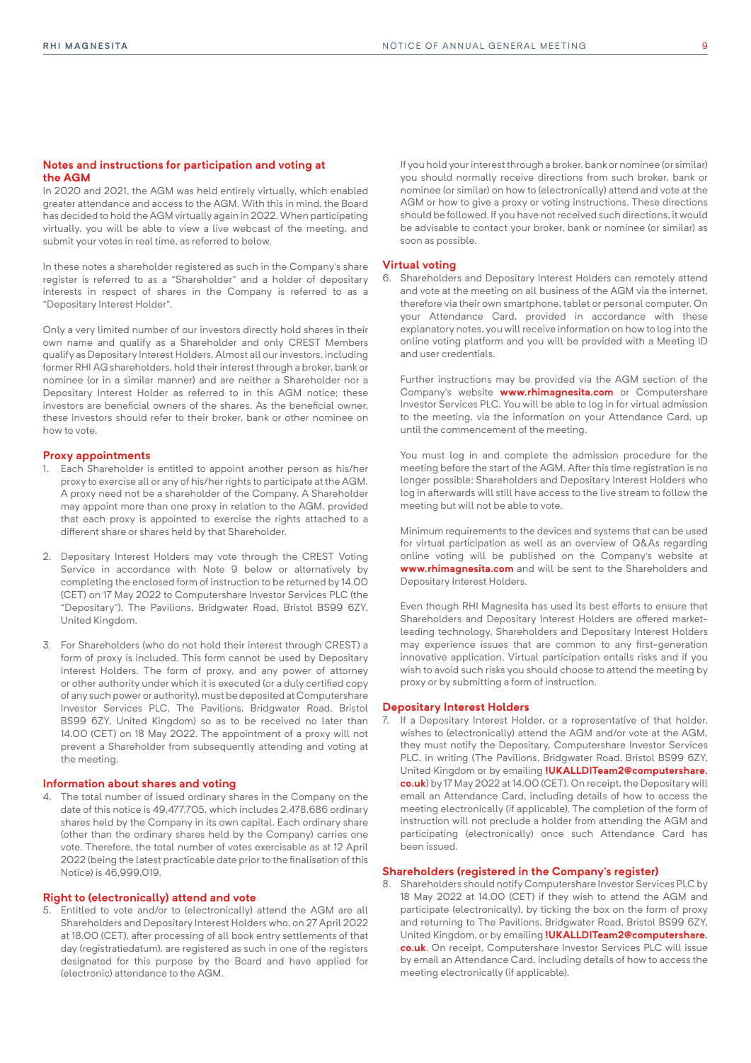## Notes and instructions for participation and voting at the AGM

In 2020 and 2021, the AGM was held entirely virtually, which enabled greater attendance and access to the AGM. With this in mind, the Board has decided to hold the AGM virtually again in 2022. When participating virtually, you will be able to view a live webcast of the meeting, and submit your votes in real time, as referred to below.

In these notes a shareholder registered as such in the Company's share register is referred to as a "Shareholder" and a holder of depositary interests in respect of shares in the Company is referred to as a "Depositary Interest Holder".

Only a very limited number of our investors directly hold shares in their own name and qualify as a Shareholder and only CREST Members qualify as Depositary Interest Holders. Almost all our investors, including former RHI AG shareholders, hold their interest through a broker, bank or nominee (or in a similar manner) and are neither a Shareholder nor a Depositary Interest Holder as referred to in this AGM notice; these investors are beneficial owners of the shares. As the beneficial owner, these investors should refer to their broker, bank or other nominee on how to vote.

If you hold your interest through a broker, bank or nominee (or similar) you should normally receive directions from such broker, bank or nominee (or similar) on how to (electronically) attend and vote at the AGM or how to give a proxy or voting instructions. These directions should be followed. If you have not received such directions, it would be advisable to contact your broker, bank or nominee (or similar) as soon as possible.

### Proxy appointments

1. Each Shareholder is entitled to appoint another person as his/her proxy to exercise all or any of his/her rights to participate at the AGM. A proxy need not be a shareholder of the Company. A Shareholder may appoint more than one proxy in relation to the AGM, provided that each proxy is appointed to exercise the rights attached to a different share or shares held by that Shareholder.

2. Depositary Interest Holders may vote through the CREST Voting Service in accordance with Note 9 below or alternatively by completing the enclosed form of instruction to be returned by 14.00 (CET) on 17 May 2022 to Computershare Investor Services PLC (the "Depositary"), The Pavilions, Bridgwater Road, Bristol BS99 6ZY, United Kingdom.

3. For Shareholders (who do not hold their interest through CREST) a form of proxy is included. This form cannot be used by Depositary Interest Holders. The form of proxy, and any power of attorney or other authority under which it is executed (or a duly certified copy of any such power or authority), must be deposited at Computershare Investor Services PLC, The Pavilions, Bridgwater Road, Bristol BS99 6ZY, United Kingdom) so as to be received no later than 14.00 (CET) on 18 May 2022. The appointment of a proxy will not prevent a Shareholder from subsequently attending and voting at the meeting.

### Information about shares and voting

4. The total number of issued ordinary shares in the Company on the date of this notice is 49,477,705, which includes 2,478,686 ordinary shares held by the Company in its own capital. Each ordinary share (other than the ordinary shares held by the Company) carries one vote. Therefore, the total number of votes exercisable as at 12 April 2022 (being the latest practicable date prior to the finalisation of this Notice) is 46,999,019.

### Right to (electronically) attend and vote

5. Entitled to vote and/or to (electronically) attend the AGM are all Shareholders and Depositary Interest Holders who, on 27 April 2022 at 18.00 (CET), after processing of all book entry settlements of that day (registratiedatum), are registered as such in one of the registers designated for this purpose by the Board and have applied for (electronic) attendance to the AGM.

### Virtual voting

6. Shareholders and Depositary Interest Holders can remotely attend and vote at the meeting on all business of the AGM via the internet, therefore via their own smartphone, tablet or personal computer. On your Attendance Card, provided in accordance with these explanatory notes, you will receive information on how to log into the online voting platform and you will be provided with a Meeting ID and user credentials.

   Further instructions may be provided via the AGM section of the Company's website **www.rhimagnesita.com** or Computershare Investor Services PLC. You will be able to log in for virtual admission to the meeting, via the information on your Attendance Card, up until the commencement of the meeting.

   You must log in and complete the admission procedure for the meeting before the start of the AGM. After this time registration is no longer possible; Shareholders and Depositary Interest Holders who log in afterwards will still have access to the live stream to follow the meeting but will not be able to vote.

   Minimum requirements to the devices and systems that can be used for virtual participation as well as an overview of Q&As regarding online voting will be published on the Company's website at **www.rhimagnesita.com** and will be sent to the Shareholders and Depositary Interest Holders.

   Even though RHI Magnesita has used its best efforts to ensure that Shareholders and Depositary Interest Holders are offered market-leading technology, Shareholders and Depositary Interest Holders may experience issues that are common to any first-generation innovative application. Virtual participation entails risks and if you wish to avoid such risks you should choose to attend the meeting by proxy or by submitting a form of instruction.

### Depositary Interest Holders

7. If a Depositary Interest Holder, or a representative of that holder, wishes to (electronically) attend the AGM and/or vote at the AGM, they must notify the Depositary, Computershare Investor Services PLC, in writing (The Pavilions, Bridgwater Road, Bristol BS99 6ZY, United Kingdom or by emailing **!UKALLDITeam2@computershare.co.uk**) by 17 May 2022 at 14.00 (CET). On receipt, the Depositary will email an Attendance Card, including details of how to access the meeting electronically (if applicable). The completion of the form of instruction will not preclude a holder from attending the AGM and participating (electronically) once such Attendance Card has been issued.

### Shareholders (registered in the Company's register)

8. Shareholders should notify Computershare Investor Services PLC by 18 May 2022 at 14.00 (CET) if they wish to attend the AGM and participate (electronically), by ticking the box on the form of proxy and returning to The Pavilions, Bridgwater Road, Bristol BS99 6ZY, United Kingdom, or by emailing **!UKALLDITeam2@computershare.co.uk**. On receipt, Computershare Investor Services PLC will issue by email an Attendance Card, including details of how to access the meeting electronically (if applicable).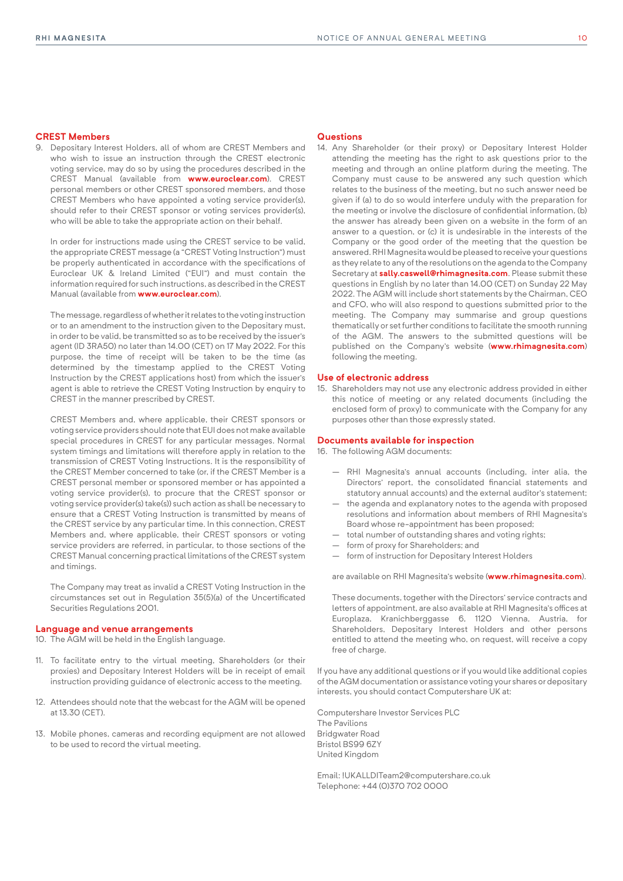## CREST Members

9. Depositary Interest Holders, all of whom are CREST Members and who wish to issue an instruction through the CREST electronic voting service, may do so by using the procedures described in the CREST Manual (available from **www.euroclear.com**). CREST personal members or other CREST sponsored members, and those CREST Members who have appointed a voting service provider(s), should refer to their CREST sponsor or voting services provider(s), who will be able to take the appropriate action on their behalf.

   In order for instructions made using the CREST service to be valid, the appropriate CREST message (a "CREST Voting Instruction") must be properly authenticated in accordance with the specifications of Euroclear UK & Ireland Limited ("EUI") and must contain the information required for such instructions, as described in the CREST Manual (available from **www.euroclear.com**).

   The message, regardless of whether it relates to the voting instruction or to an amendment to the instruction given to the Depositary must, in order to be valid, be transmitted so as to be received by the issuer's agent (ID 3RA50) no later than 14.00 (CET) on 17 May 2022. For this purpose, the time of receipt will be taken to be the time (as determined by the timestamp applied to the CREST Voting Instruction by the CREST applications host) from which the issuer's agent is able to retrieve the CREST Voting Instruction by enquiry to CREST in the manner prescribed by CREST.

   CREST Members and, where applicable, their CREST sponsors or voting service providers should note that EUI does not make available special procedures in CREST for any particular messages. Normal system timings and limitations will therefore apply in relation to the transmission of CREST Voting Instructions. It is the responsibility of the CREST Member concerned to take (or, if the CREST Member is a CREST personal member or sponsored member or has appointed a voting service provider(s), to procure that the CREST sponsor or voting service provider(s) take(s)) such action as shall be necessary to ensure that a CREST Voting Instruction is transmitted by means of the CREST service by any particular time. In this connection, CREST Members and, where applicable, their CREST sponsors or voting service providers are referred, in particular, to those sections of the CREST Manual concerning practical limitations of the CREST system and timings.

   The Company may treat as invalid a CREST Voting Instruction in the circumstances set out in Regulation 35(5)(a) of the Uncertificated Securities Regulations 2001.

## Language and venue arrangements

10. The AGM will be held in the English language.

11. To facilitate entry to the virtual meeting, Shareholders (or their proxies) and Depositary Interest Holders will be in receipt of email instruction providing guidance of electronic access to the meeting.

12. Attendees should note that the webcast for the AGM will be opened at 13.30 (CET).

13. Mobile phones, cameras and recording equipment are not allowed to be used to record the virtual meeting.

## Questions

14. Any Shareholder (or their proxy) or Depositary Interest Holder attending the meeting has the right to ask questions prior to the meeting and through an online platform during the meeting. The Company must cause to be answered any such question which relates to the business of the meeting, but no such answer need be given if (a) to do so would interfere unduly with the preparation for the meeting or involve the disclosure of confidential information, (b) the answer has already been given on a website in the form of an answer to a question, or (c) it is undesirable in the interests of the Company or the good order of the meeting that the question be answered. RHI Magnesita would be pleased to receive your questions as they relate to any of the resolutions on the agenda to the Company Secretary at **sally.caswell@rhimagnesita.com**. Please submit these questions in English by no later than 14.00 (CET) on Sunday 22 May 2022. The AGM will include short statements by the Chairman, CEO and CFO, who will also respond to questions submitted prior to the meeting. The Company may summarise and group questions thematically or set further conditions to facilitate the smooth running of the AGM. The answers to the submitted questions will be published on the Company's website (**www.rhimagnesita.com**) following the meeting.

## Use of electronic address

15. Shareholders may not use any electronic address provided in either this notice of meeting or any related documents (including the enclosed form of proxy) to communicate with the Company for any purposes other than those expressly stated.

## Documents available for inspection

16. The following AGM documents:

   - RHI Magnesita's annual accounts (including, inter alia, the Directors' report, the consolidated financial statements and statutory annual accounts) and the external auditor's statement;
   - the agenda and explanatory notes to the agenda with proposed resolutions and information about members of RHI Magnesita's Board whose re-appointment has been proposed;
   - total number of outstanding shares and voting rights;
   - form of proxy for Shareholders; and
   - form of instruction for Depositary Interest Holders

   are available on RHI Magnesita's website (**www.rhimagnesita.com**).

   These documents, together with the Directors' service contracts and letters of appointment, are also available at RHI Magnesita's offices at Europlaza, Kranichberggasse 6, 1120 Vienna, Austria, for Shareholders, Depositary Interest Holders and other persons entitled to attend the meeting who, on request, will receive a copy free of charge.

If you have any additional questions or if you would like additional copies of the AGM documentation or assistance voting your shares or depositary interests, you should contact Computershare UK at:

Computershare Investor Services PLC
The Pavilions
Bridgwater Road
Bristol BS99 6ZY
United Kingdom

Email: !UKALLDITeam2@computershare.co.uk
Telephone: +44 (0)370 702 0000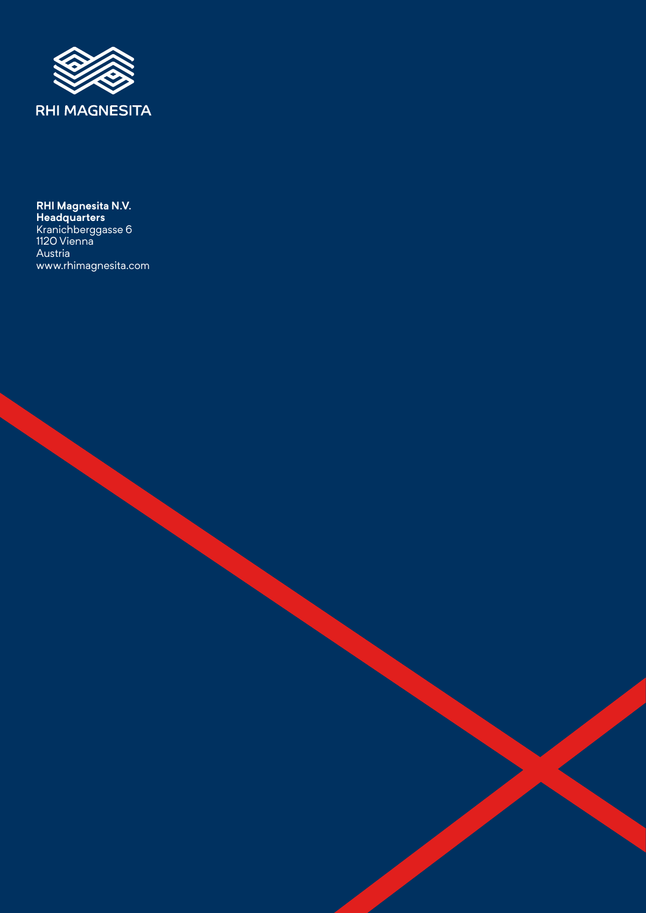RHI MAGNESITA

**RHI Magnesita N.V.**
**Headquarters**
Kranichberggasse 6
1120 Vienna
Austria
www.rhimagnesita.com